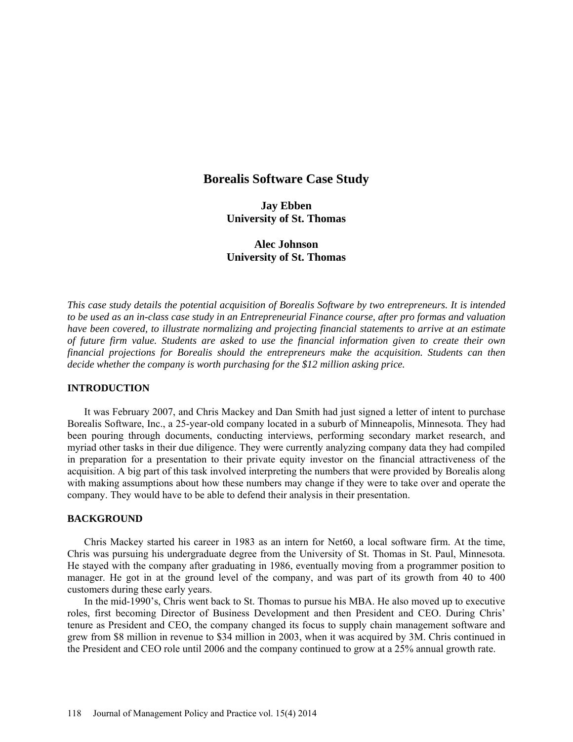# Borealis Software Case Study

**Jay Ebben**
**University of St. Thomas**

**Alec Johnson**
**University of St. Thomas**

*This case study details the potential acquisition of Borealis Software by two entrepreneurs. It is intended to be used as an in-class case study in an Entrepreneurial Finance course, after pro formas and valuation have been covered, to illustrate normalizing and projecting financial statements to arrive at an estimate of future firm value. Students are asked to use the financial information given to create their own financial projections for Borealis should the entrepreneurs make the acquisition. Students can then decide whether the company is worth purchasing for the $12 million asking price.*

## INTRODUCTION

It was February 2007, and Chris Mackey and Dan Smith had just signed a letter of intent to purchase Borealis Software, Inc., a 25-year-old company located in a suburb of Minneapolis, Minnesota. They had been pouring through documents, conducting interviews, performing secondary market research, and myriad other tasks in their due diligence. They were currently analyzing company data they had compiled in preparation for a presentation to their private equity investor on the financial attractiveness of the acquisition. A big part of this task involved interpreting the numbers that were provided by Borealis along with making assumptions about how these numbers may change if they were to take over and operate the company. They would have to be able to defend their analysis in their presentation.

## BACKGROUND

Chris Mackey started his career in 1983 as an intern for Net60, a local software firm. At the time, Chris was pursuing his undergraduate degree from the University of St. Thomas in St. Paul, Minnesota. He stayed with the company after graduating in 1986, eventually moving from a programmer position to manager. He got in at the ground level of the company, and was part of its growth from 40 to 400 customers during these early years.

In the mid-1990's, Chris went back to St. Thomas to pursue his MBA. He also moved up to executive roles, first becoming Director of Business Development and then President and CEO. During Chris' tenure as President and CEO, the company changed its focus to supply chain management software and grew from $8 million in revenue to $34 million in 2003, when it was acquired by 3M. Chris continued in the President and CEO role until 2006 and the company continued to grow at a 25% annual growth rate.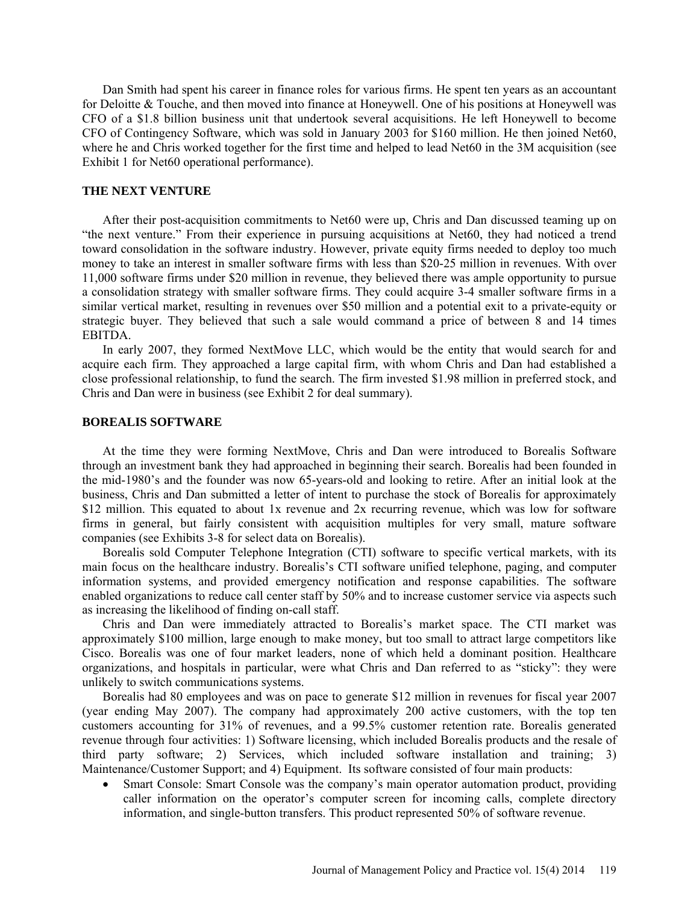Dan Smith had spent his career in finance roles for various firms. He spent ten years as an accountant for Deloitte & Touche, and then moved into finance at Honeywell. One of his positions at Honeywell was CFO of a $1.8 billion business unit that undertook several acquisitions. He left Honeywell to become CFO of Contingency Software, which was sold in January 2003 for $160 million. He then joined Net60, where he and Chris worked together for the first time and helped to lead Net60 in the 3M acquisition (see Exhibit 1 for Net60 operational performance).

## THE NEXT VENTURE

After their post-acquisition commitments to Net60 were up, Chris and Dan discussed teaming up on "the next venture." From their experience in pursuing acquisitions at Net60, they had noticed a trend toward consolidation in the software industry. However, private equity firms needed to deploy too much money to take an interest in smaller software firms with less than $20-25 million in revenues. With over 11,000 software firms under $20 million in revenue, they believed there was ample opportunity to pursue a consolidation strategy with smaller software firms. They could acquire 3-4 smaller software firms in a similar vertical market, resulting in revenues over $50 million and a potential exit to a private-equity or strategic buyer. They believed that such a sale would command a price of between 8 and 14 times EBITDA.

In early 2007, they formed NextMove LLC, which would be the entity that would search for and acquire each firm. They approached a large capital firm, with whom Chris and Dan had established a close professional relationship, to fund the search. The firm invested $1.98 million in preferred stock, and Chris and Dan were in business (see Exhibit 2 for deal summary).

## BOREALIS SOFTWARE

At the time they were forming NextMove, Chris and Dan were introduced to Borealis Software through an investment bank they had approached in beginning their search. Borealis had been founded in the mid-1980's and the founder was now 65-years-old and looking to retire. After an initial look at the business, Chris and Dan submitted a letter of intent to purchase the stock of Borealis for approximately $12 million. This equated to about 1x revenue and 2x recurring revenue, which was low for software firms in general, but fairly consistent with acquisition multiples for very small, mature software companies (see Exhibits 3-8 for select data on Borealis).

Borealis sold Computer Telephone Integration (CTI) software to specific vertical markets, with its main focus on the healthcare industry. Borealis's CTI software unified telephone, paging, and computer information systems, and provided emergency notification and response capabilities. The software enabled organizations to reduce call center staff by 50% and to increase customer service via aspects such as increasing the likelihood of finding on-call staff.

Chris and Dan were immediately attracted to Borealis's market space. The CTI market was approximately $100 million, large enough to make money, but too small to attract large competitors like Cisco. Borealis was one of four market leaders, none of which held a dominant position. Healthcare organizations, and hospitals in particular, were what Chris and Dan referred to as "sticky": they were unlikely to switch communications systems.

Borealis had 80 employees and was on pace to generate $12 million in revenues for fiscal year 2007 (year ending May 2007). The company had approximately 200 active customers, with the top ten customers accounting for 31% of revenues, and a 99.5% customer retention rate. Borealis generated revenue through four activities: 1) Software licensing, which included Borealis products and the resale of third party software; 2) Services, which included software installation and training; 3) Maintenance/Customer Support; and 4) Equipment. Its software consisted of four main products:

- Smart Console: Smart Console was the company's main operator automation product, providing caller information on the operator's computer screen for incoming calls, complete directory information, and single-button transfers. This product represented 50% of software revenue.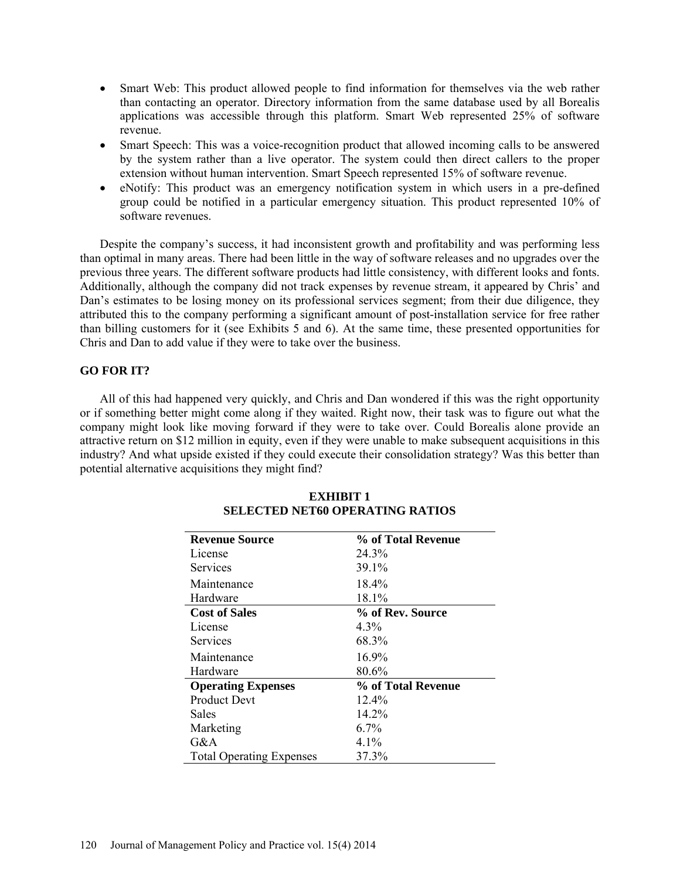- Smart Web: This product allowed people to find information for themselves via the web rather than contacting an operator. Directory information from the same database used by all Borealis applications was accessible through this platform. Smart Web represented 25% of software revenue.
- Smart Speech: This was a voice-recognition product that allowed incoming calls to be answered by the system rather than a live operator. The system could then direct callers to the proper extension without human intervention. Smart Speech represented 15% of software revenue.
- eNotify: This product was an emergency notification system in which users in a pre-defined group could be notified in a particular emergency situation. This product represented 10% of software revenues.

Despite the company's success, it had inconsistent growth and profitability and was performing less than optimal in many areas. There had been little in the way of software releases and no upgrades over the previous three years. The different software products had little consistency, with different looks and fonts. Additionally, although the company did not track expenses by revenue stream, it appeared by Chris' and Dan's estimates to be losing money on its professional services segment; from their due diligence, they attributed this to the company performing a significant amount of post-installation service for free rather than billing customers for it (see Exhibits 5 and 6). At the same time, these presented opportunities for Chris and Dan to add value if they were to take over the business.

**GO FOR IT?**

All of this had happened very quickly, and Chris and Dan wondered if this was the right opportunity or if something better might come along if they waited. Right now, their task was to figure out what the company might look like moving forward if they were to take over. Could Borealis alone provide an attractive return on $12 million in equity, even if they were unable to make subsequent acquisitions in this industry? And what upside existed if they could execute their consolidation strategy? Was this better than potential alternative acquisitions they might find?

**EXHIBIT 1**
**SELECTED NET60 OPERATING RATIOS**

| **Revenue Source** | **% of Total Revenue** |
|---|---|
| License | 24.3% |
| Services | 39.1% |
| Maintenance | 18.4% |
| Hardware | 18.1% |
| **Cost of Sales** | **% of Rev. Source** |
| License | 4.3% |
| Services | 68.3% |
| Maintenance | 16.9% |
| Hardware | 80.6% |
| **Operating Expenses** | **% of Total Revenue** |
| Product Devt | 12.4% |
| Sales | 14.2% |
| Marketing | 6.7% |
| G&A | 4.1% |
| Total Operating Expenses | 37.3% |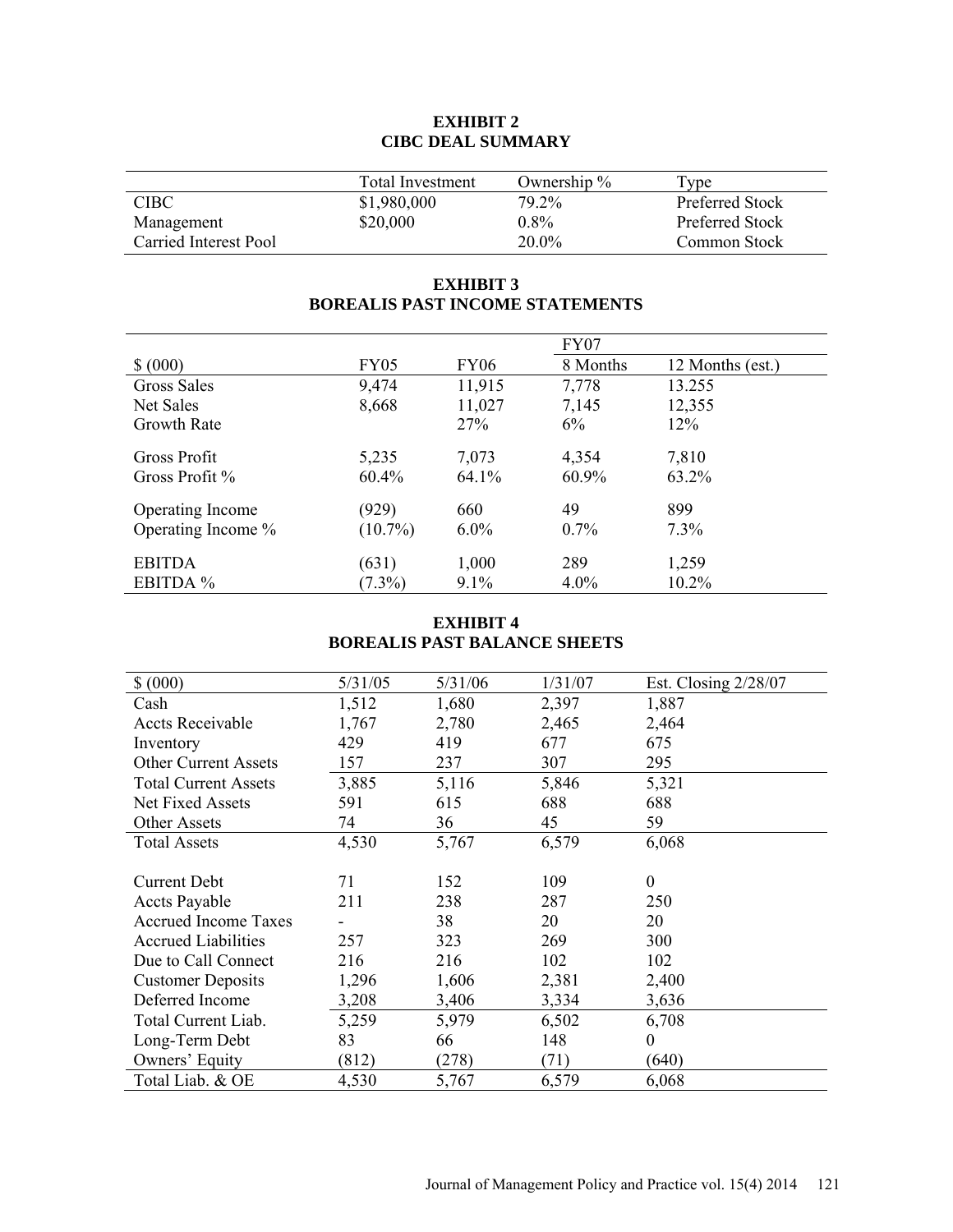**EXHIBIT 2**
**CIBC DEAL SUMMARY**

| | Total Investment | Ownership % | Type |
|---|---|---|---|
| CIBC | $1,980,000 | 79.2% | Preferred Stock |
| Management | $20,000 | 0.8% | Preferred Stock |
| Carried Interest Pool | | 20.0% | Common Stock |

**EXHIBIT 3**
**BOREALIS PAST INCOME STATEMENTS**

| | | | FY07 | |
|---|---|---|---|---|
| $ (000) | FY05 | FY06 | 8 Months | 12 Months (est.) |
| Gross Sales | 9,474 | 11,915 | 7,778 | 13.255 |
| Net Sales | 8,668 | 11,027 | 7,145 | 12,355 |
| Growth Rate | | 27% | 6% | 12% |
| Gross Profit | 5,235 | 7,073 | 4,354 | 7,810 |
| Gross Profit % | 60.4% | 64.1% | 60.9% | 63.2% |
| Operating Income | (929) | 660 | 49 | 899 |
| Operating Income % | (10.7%) | 6.0% | 0.7% | 7.3% |
| EBITDA | (631) | 1,000 | 289 | 1,259 |
| EBITDA % | (7.3%) | 9.1% | 4.0% | 10.2% |

**EXHIBIT 4**
**BOREALIS PAST BALANCE SHEETS**

| $ (000) | 5/31/05 | 5/31/06 | 1/31/07 | Est. Closing 2/28/07 |
|---|---|---|---|---|
| Cash | 1,512 | 1,680 | 2,397 | 1,887 |
| Accts Receivable | 1,767 | 2,780 | 2,465 | 2,464 |
| Inventory | 429 | 419 | 677 | 675 |
| Other Current Assets | 157 | 237 | 307 | 295 |
| Total Current Assets | 3,885 | 5,116 | 5,846 | 5,321 |
| Net Fixed Assets | 591 | 615 | 688 | 688 |
| Other Assets | 74 | 36 | 45 | 59 |
| Total Assets | 4,530 | 5,767 | 6,579 | 6,068 |
| Current Debt | 71 | 152 | 109 | 0 |
| Accts Payable | 211 | 238 | 287 | 250 |
| Accrued Income Taxes | - | 38 | 20 | 20 |
| Accrued Liabilities | 257 | 323 | 269 | 300 |
| Due to Call Connect | 216 | 216 | 102 | 102 |
| Customer Deposits | 1,296 | 1,606 | 2,381 | 2,400 |
| Deferred Income | 3,208 | 3,406 | 3,334 | 3,636 |
| Total Current Liab. | 5,259 | 5,979 | 6,502 | 6,708 |
| Long-Term Debt | 83 | 66 | 148 | 0 |
| Owners' Equity | (812) | (278) | (71) | (640) |
| Total Liab. & OE | 4,530 | 5,767 | 6,579 | 6,068 |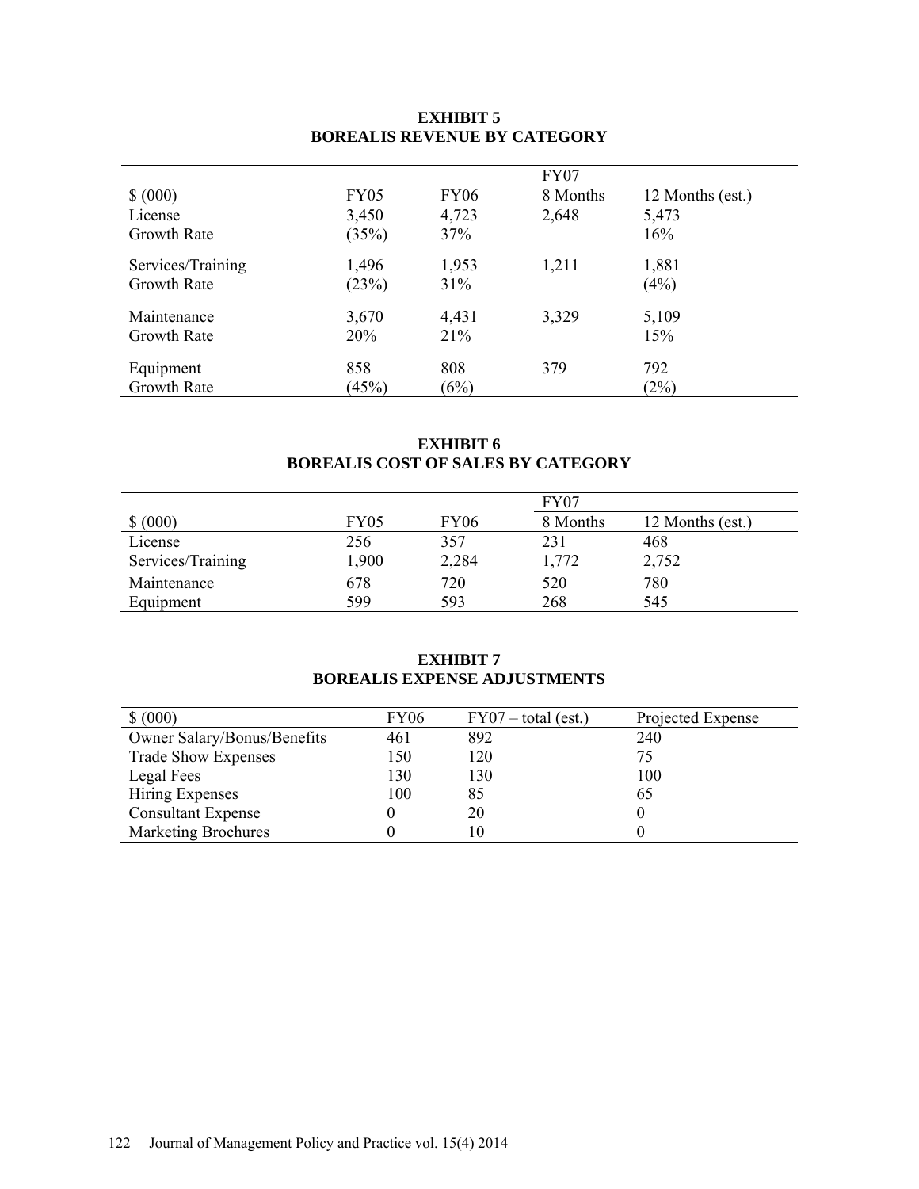**EXHIBIT 5**
**BOREALIS REVENUE BY CATEGORY**

| $ (000) | FY05 | FY06 | FY07 8 Months | FY07 12 Months (est.) |
|---|---|---|---|---|
| License | 3,450 | 4,723 | 2,648 | 5,473 |
| Growth Rate | (35%) | 37% | | 16% |
| Services/Training | 1,496 | 1,953 | 1,211 | 1,881 |
| Growth Rate | (23%) | 31% | | (4%) |
| Maintenance | 3,670 | 4,431 | 3,329 | 5,109 |
| Growth Rate | 20% | 21% | | 15% |
| Equipment | 858 | 808 | 379 | 792 |
| Growth Rate | (45%) | (6%) | | (2%) |

**EXHIBIT 6**
**BOREALIS COST OF SALES BY CATEGORY**

| $ (000) | FY05 | FY06 | FY07 8 Months | FY07 12 Months (est.) |
|---|---|---|---|---|
| License | 256 | 357 | 231 | 468 |
| Services/Training | 1,900 | 2,284 | 1,772 | 2,752 |
| Maintenance | 678 | 720 | 520 | 780 |
| Equipment | 599 | 593 | 268 | 545 |

**EXHIBIT 7**
**BOREALIS EXPENSE ADJUSTMENTS**

| $ (000) | FY06 | FY07 – total (est.) | Projected Expense |
|---|---|---|---|
| Owner Salary/Bonus/Benefits | 461 | 892 | 240 |
| Trade Show Expenses | 150 | 120 | 75 |
| Legal Fees | 130 | 130 | 100 |
| Hiring Expenses | 100 | 85 | 65 |
| Consultant Expense | 0 | 20 | 0 |
| Marketing Brochures | 0 | 10 | 0 |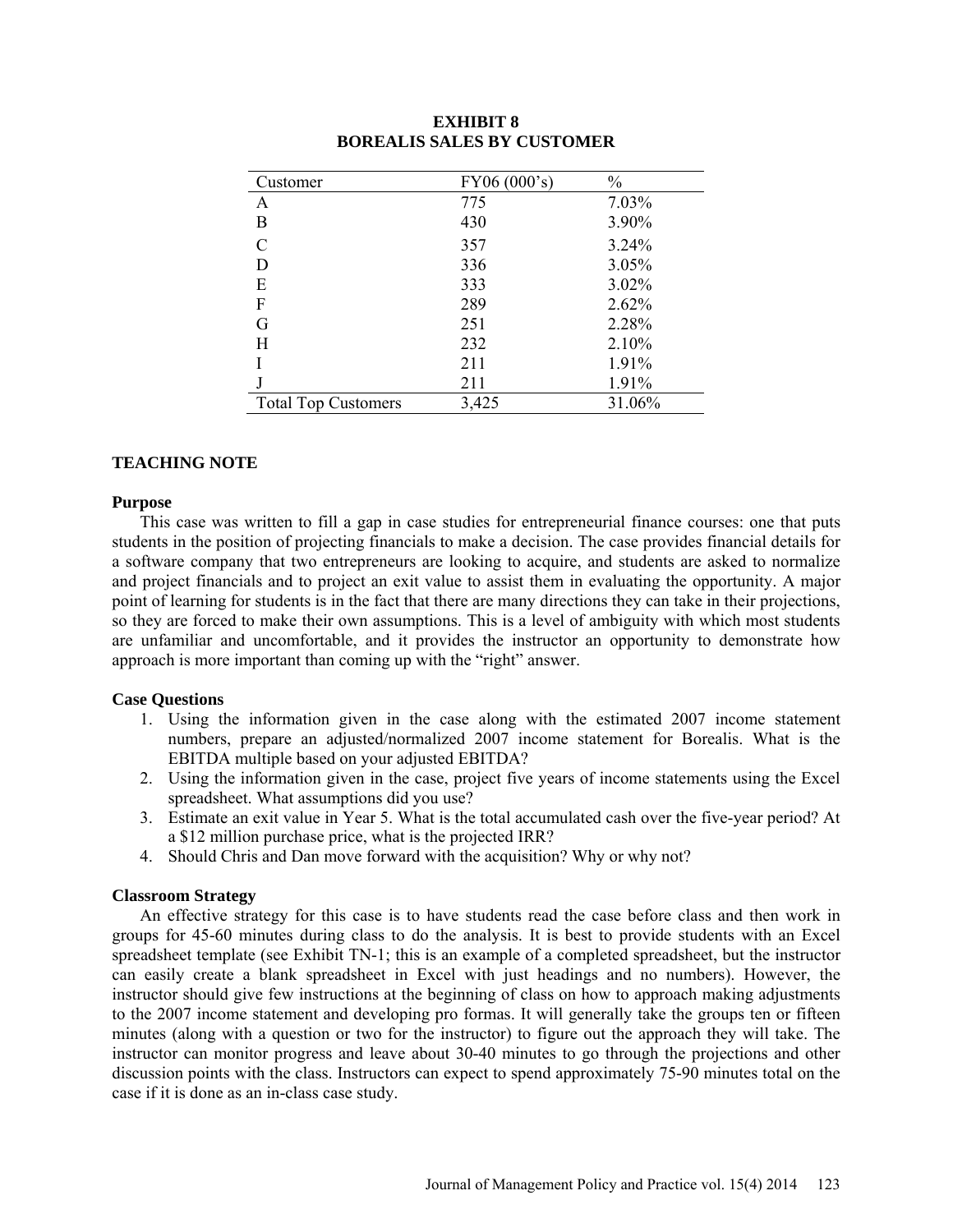**EXHIBIT 8**
**BOREALIS SALES BY CUSTOMER**

| Customer | FY06 (000's) | % |
|---|---|---|
| A | 775 | 7.03% |
| B | 430 | 3.90% |
| C | 357 | 3.24% |
| D | 336 | 3.05% |
| E | 333 | 3.02% |
| F | 289 | 2.62% |
| G | 251 | 2.28% |
| H | 232 | 2.10% |
| I | 211 | 1.91% |
| J | 211 | 1.91% |
| Total Top Customers | 3,425 | 31.06% |

## TEACHING NOTE

### Purpose

This case was written to fill a gap in case studies for entrepreneurial finance courses: one that puts students in the position of projecting financials to make a decision. The case provides financial details for a software company that two entrepreneurs are looking to acquire, and students are asked to normalize and project financials and to project an exit value to assist them in evaluating the opportunity. A major point of learning for students is in the fact that there are many directions they can take in their projections, so they are forced to make their own assumptions. This is a level of ambiguity with which most students are unfamiliar and uncomfortable, and it provides the instructor an opportunity to demonstrate how approach is more important than coming up with the "right" answer.

### Case Questions

1. Using the information given in the case along with the estimated 2007 income statement numbers, prepare an adjusted/normalized 2007 income statement for Borealis. What is the EBITDA multiple based on your adjusted EBITDA?
2. Using the information given in the case, project five years of income statements using the Excel spreadsheet. What assumptions did you use?
3. Estimate an exit value in Year 5. What is the total accumulated cash over the five-year period? At a $12 million purchase price, what is the projected IRR?
4. Should Chris and Dan move forward with the acquisition? Why or why not?

### Classroom Strategy

An effective strategy for this case is to have students read the case before class and then work in groups for 45-60 minutes during class to do the analysis. It is best to provide students with an Excel spreadsheet template (see Exhibit TN-1; this is an example of a completed spreadsheet, but the instructor can easily create a blank spreadsheet in Excel with just headings and no numbers). However, the instructor should give few instructions at the beginning of class on how to approach making adjustments to the 2007 income statement and developing pro formas. It will generally take the groups ten or fifteen minutes (along with a question or two for the instructor) to figure out the approach they will take. The instructor can monitor progress and leave about 30-40 minutes to go through the projections and other discussion points with the class. Instructors can expect to spend approximately 75-90 minutes total on the case if it is done as an in-class case study.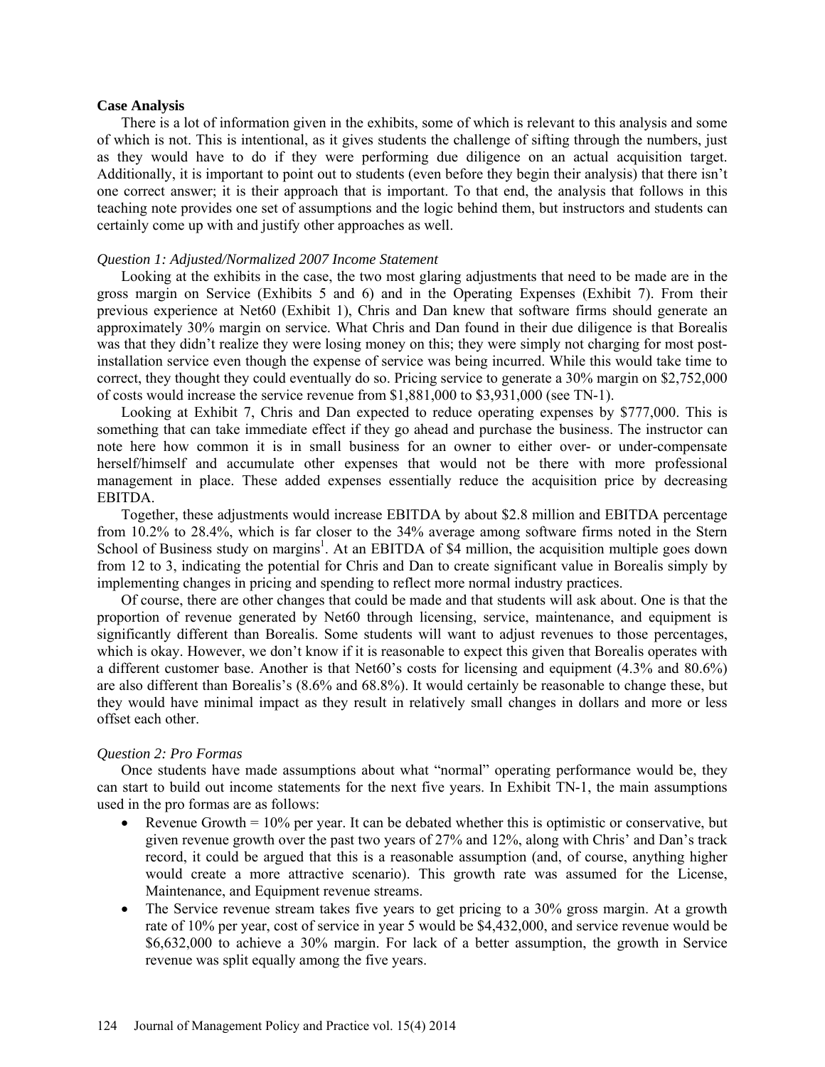**Case Analysis**

There is a lot of information given in the exhibits, some of which is relevant to this analysis and some of which is not. This is intentional, as it gives students the challenge of sifting through the numbers, just as they would have to do if they were performing due diligence on an actual acquisition target. Additionally, it is important to point out to students (even before they begin their analysis) that there isn't one correct answer; it is their approach that is important. To that end, the analysis that follows in this teaching note provides one set of assumptions and the logic behind them, but instructors and students can certainly come up with and justify other approaches as well.

*Question 1: Adjusted/Normalized 2007 Income Statement*

Looking at the exhibits in the case, the two most glaring adjustments that need to be made are in the gross margin on Service (Exhibits 5 and 6) and in the Operating Expenses (Exhibit 7). From their previous experience at Net60 (Exhibit 1), Chris and Dan knew that software firms should generate an approximately 30% margin on service. What Chris and Dan found in their due diligence is that Borealis was that they didn't realize they were losing money on this; they were simply not charging for most post-installation service even though the expense of service was being incurred. While this would take time to correct, they thought they could eventually do so. Pricing service to generate a 30% margin on $2,752,000 of costs would increase the service revenue from $1,881,000 to $3,931,000 (see TN-1).

Looking at Exhibit 7, Chris and Dan expected to reduce operating expenses by $777,000. This is something that can take immediate effect if they go ahead and purchase the business. The instructor can note here how common it is in small business for an owner to either over- or under-compensate herself/himself and accumulate other expenses that would not be there with more professional management in place. These added expenses essentially reduce the acquisition price by decreasing EBITDA.

Together, these adjustments would increase EBITDA by about $2.8 million and EBITDA percentage from 10.2% to 28.4%, which is far closer to the 34% average among software firms noted in the Stern School of Business study on margins[1]. At an EBITDA of $4 million, the acquisition multiple goes down from 12 to 3, indicating the potential for Chris and Dan to create significant value in Borealis simply by implementing changes in pricing and spending to reflect more normal industry practices.

Of course, there are other changes that could be made and that students will ask about. One is that the proportion of revenue generated by Net60 through licensing, service, maintenance, and equipment is significantly different than Borealis. Some students will want to adjust revenues to those percentages, which is okay. However, we don't know if it is reasonable to expect this given that Borealis operates with a different customer base. Another is that Net60's costs for licensing and equipment (4.3% and 80.6%) are also different than Borealis's (8.6% and 68.8%). It would certainly be reasonable to change these, but they would have minimal impact as they result in relatively small changes in dollars and more or less offset each other.

*Question 2: Pro Formas*

Once students have made assumptions about what "normal" operating performance would be, they can start to build out income statements for the next five years. In Exhibit TN-1, the main assumptions used in the pro formas are as follows:

- Revenue Growth = 10% per year. It can be debated whether this is optimistic or conservative, but given revenue growth over the past two years of 27% and 12%, along with Chris' and Dan's track record, it could be argued that this is a reasonable assumption (and, of course, anything higher would create a more attractive scenario). This growth rate was assumed for the License, Maintenance, and Equipment revenue streams.
- The Service revenue stream takes five years to get pricing to a 30% gross margin. At a growth rate of 10% per year, cost of service in year 5 would be $4,432,000, and service revenue would be $6,632,000 to achieve a 30% margin. For lack of a better assumption, the growth in Service revenue was split equally among the five years.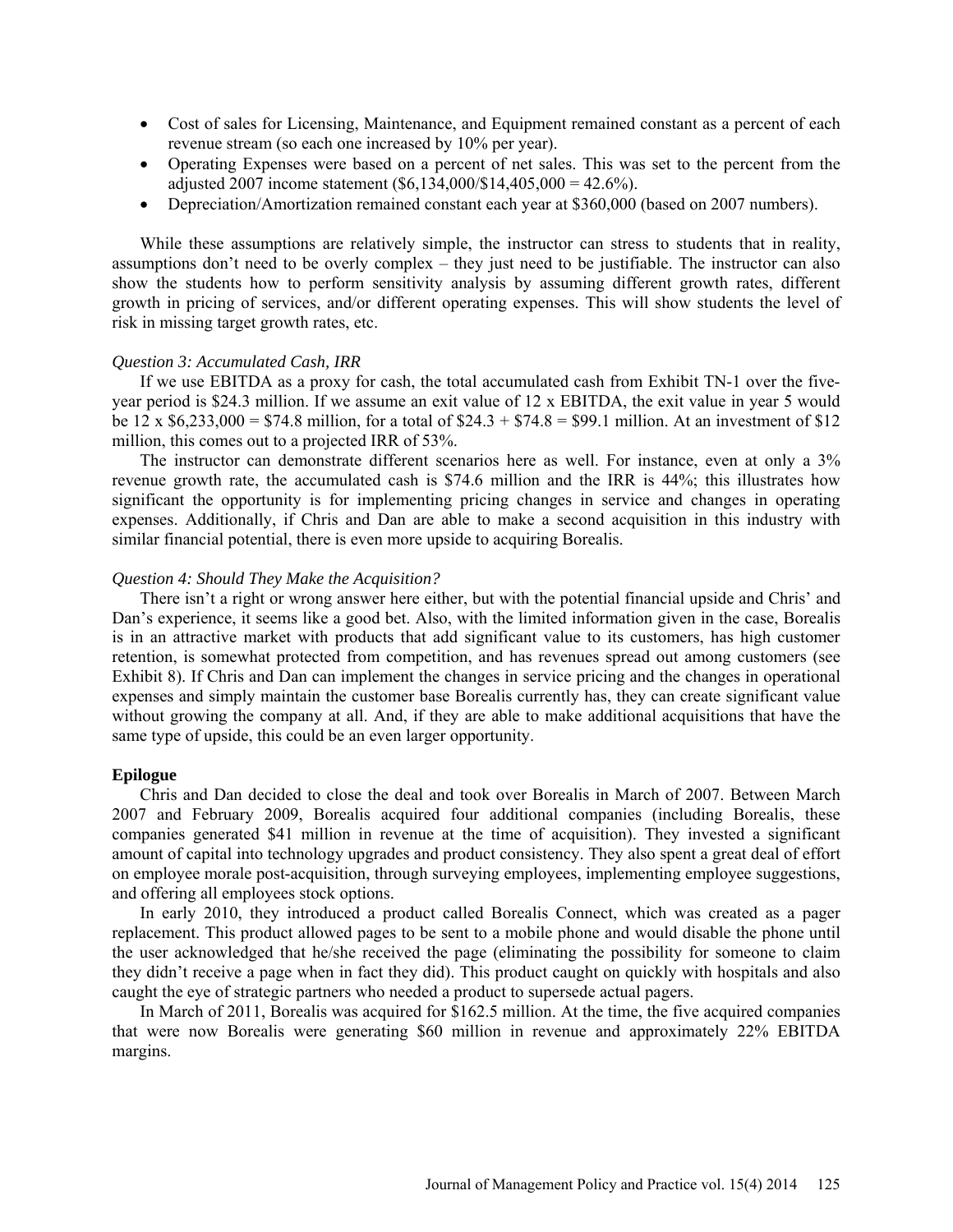- Cost of sales for Licensing, Maintenance, and Equipment remained constant as a percent of each revenue stream (so each one increased by 10% per year).
- Operating Expenses were based on a percent of net sales. This was set to the percent from the adjusted 2007 income statement ($6,134,000/$14,405,000 = 42.6%).
- Depreciation/Amortization remained constant each year at $360,000 (based on 2007 numbers).

While these assumptions are relatively simple, the instructor can stress to students that in reality, assumptions don't need to be overly complex – they just need to be justifiable. The instructor can also show the students how to perform sensitivity analysis by assuming different growth rates, different growth in pricing of services, and/or different operating expenses. This will show students the level of risk in missing target growth rates, etc.

*Question 3: Accumulated Cash, IRR*

If we use EBITDA as a proxy for cash, the total accumulated cash from Exhibit TN-1 over the five-year period is $24.3 million. If we assume an exit value of 12 x EBITDA, the exit value in year 5 would be 12 x $6,233,000 = $74.8 million, for a total of $24.3 + $74.8 = $99.1 million. At an investment of $12 million, this comes out to a projected IRR of 53%.

The instructor can demonstrate different scenarios here as well. For instance, even at only a 3% revenue growth rate, the accumulated cash is $74.6 million and the IRR is 44%; this illustrates how significant the opportunity is for implementing pricing changes in service and changes in operating expenses. Additionally, if Chris and Dan are able to make a second acquisition in this industry with similar financial potential, there is even more upside to acquiring Borealis.

*Question 4: Should They Make the Acquisition?*

There isn't a right or wrong answer here either, but with the potential financial upside and Chris' and Dan's experience, it seems like a good bet. Also, with the limited information given in the case, Borealis is in an attractive market with products that add significant value to its customers, has high customer retention, is somewhat protected from competition, and has revenues spread out among customers (see Exhibit 8). If Chris and Dan can implement the changes in service pricing and the changes in operational expenses and simply maintain the customer base Borealis currently has, they can create significant value without growing the company at all. And, if they are able to make additional acquisitions that have the same type of upside, this could be an even larger opportunity.

**Epilogue**

Chris and Dan decided to close the deal and took over Borealis in March of 2007. Between March 2007 and February 2009, Borealis acquired four additional companies (including Borealis, these companies generated $41 million in revenue at the time of acquisition). They invested a significant amount of capital into technology upgrades and product consistency. They also spent a great deal of effort on employee morale post-acquisition, through surveying employees, implementing employee suggestions, and offering all employees stock options.

In early 2010, they introduced a product called Borealis Connect, which was created as a pager replacement. This product allowed pages to be sent to a mobile phone and would disable the phone until the user acknowledged that he/she received the page (eliminating the possibility for someone to claim they didn't receive a page when in fact they did). This product caught on quickly with hospitals and also caught the eye of strategic partners who needed a product to supersede actual pagers.

In March of 2011, Borealis was acquired for $162.5 million. At the time, the five acquired companies that were now Borealis were generating $60 million in revenue and approximately 22% EBITDA margins.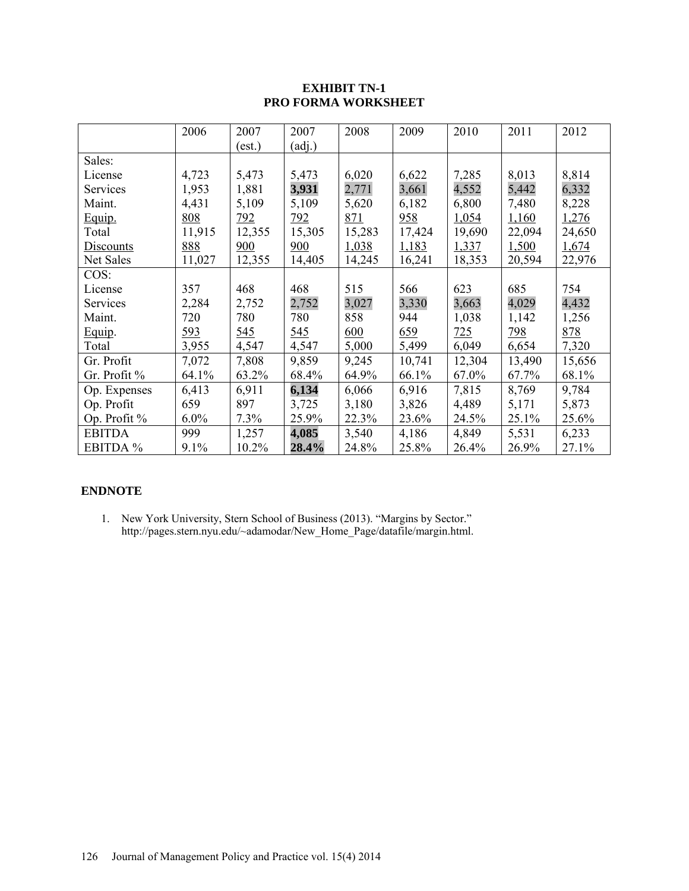**EXHIBIT TN-1**
**PRO FORMA WORKSHEET**

| | 2006 | 2007 (est.) | 2007 (adj.) | 2008 | 2009 | 2010 | 2011 | 2012 |
|---|---|---|---|---|---|---|---|---|
| Sales: | | | | | | | | |
| License | 4,723 | 5,473 | 5,473 | 6,020 | 6,622 | 7,285 | 8,013 | 8,814 |
| Services | 1,953 | 1,881 | **3,931** | 2,771 | 3,661 | 4,552 | 5,442 | 6,332 |
| Maint. | 4,431 | 5,109 | 5,109 | 5,620 | 6,182 | 6,800 | 7,480 | 8,228 |
| Equip. | 808 | 792 | 792 | 871 | 958 | 1,054 | 1,160 | 1,276 |
| Total | 11,915 | 12,355 | 15,305 | 15,283 | 17,424 | 19,690 | 22,094 | 24,650 |
| Discounts | 888 | 900 | 900 | 1,038 | 1,183 | 1,337 | 1,500 | 1,674 |
| Net Sales | 11,027 | 12,355 | 14,405 | 14,245 | 16,241 | 18,353 | 20,594 | 22,976 |
| COS: | | | | | | | | |
| License | 357 | 468 | 468 | 515 | 566 | 623 | 685 | 754 |
| Services | 2,284 | 2,752 | 2,752 | 3,027 | 3,330 | 3,663 | 4,029 | 4,432 |
| Maint. | 720 | 780 | 780 | 858 | 944 | 1,038 | 1,142 | 1,256 |
| Equip. | 593 | 545 | 545 | 600 | 659 | 725 | 798 | 878 |
| Total | 3,955 | 4,547 | 4,547 | 5,000 | 5,499 | 6,049 | 6,654 | 7,320 |
| Gr. Profit | 7,072 | 7,808 | 9,859 | 9,245 | 10,741 | 12,304 | 13,490 | 15,656 |
| Gr. Profit % | 64.1% | 63.2% | 68.4% | 64.9% | 66.1% | 67.0% | 67.7% | 68.1% |
| Op. Expenses | 6,413 | 6,911 | **6,134** | 6,066 | 6,916 | 7,815 | 8,769 | 9,784 |
| Op. Profit | 659 | 897 | 3,725 | 3,180 | 3,826 | 4,489 | 5,171 | 5,873 |
| Op. Profit % | 6.0% | 7.3% | 25.9% | 22.3% | 23.6% | 24.5% | 25.1% | 25.6% |
| EBITDA | 999 | 1,257 | **4,085** | 3,540 | 4,186 | 4,849 | 5,531 | 6,233 |
| EBITDA % | 9.1% | 10.2% | **28.4%** | 24.8% | 25.8% | 26.4% | 26.9% | 27.1% |

## ENDNOTE

1. New York University, Stern School of Business (2013). "Margins by Sector." http://pages.stern.nyu.edu/~adamodar/New_Home_Page/datafile/margin.html.